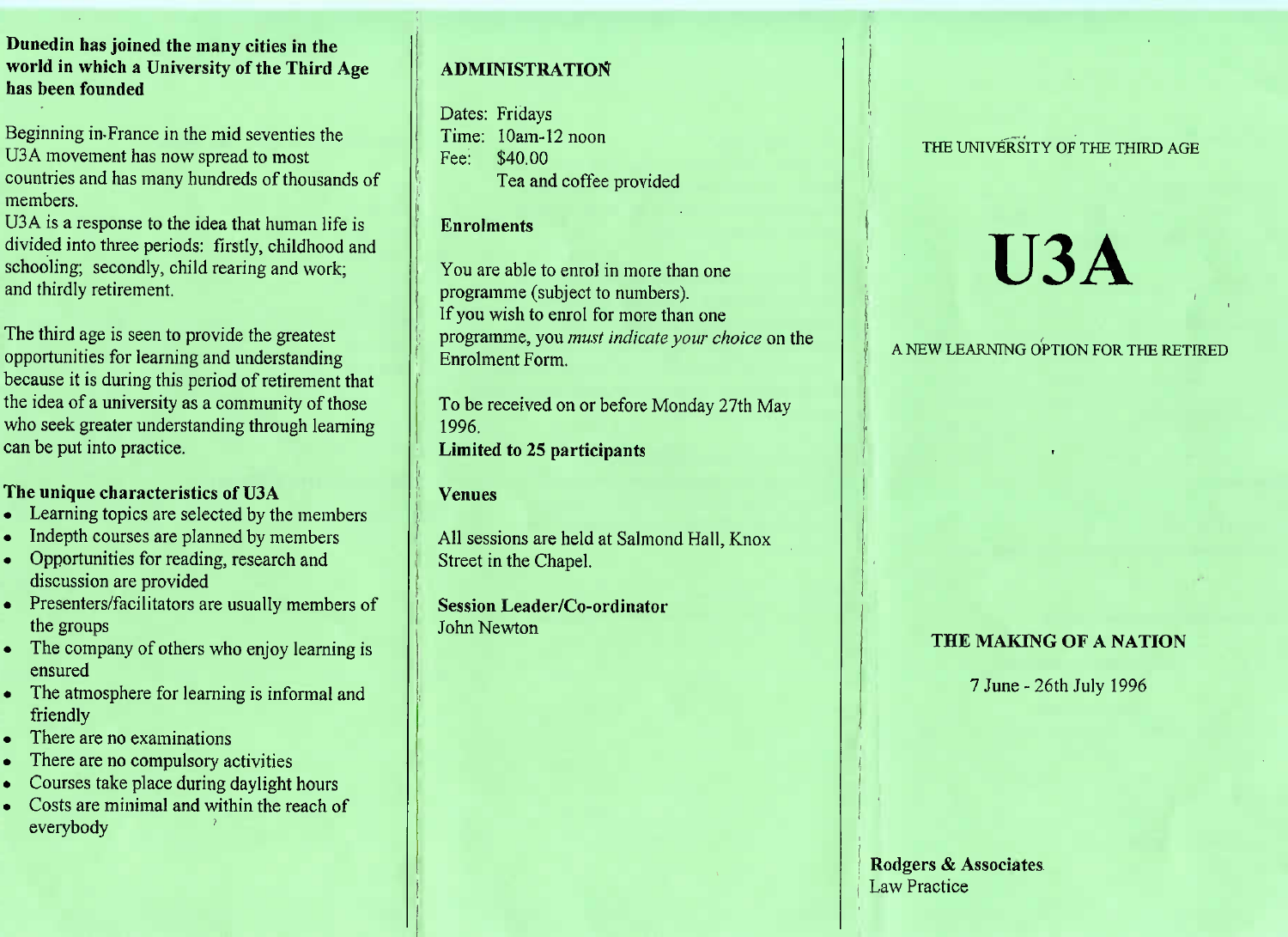**Dunedin has joined the many cities in the world in which a University of the Third Age has been founded**

Beginning in France in the mid seventies the U3A movement has now spread to most countries and has many hundreds of thousands of members.

U3A is a response to the idea that human life is divided into three periods: firstly, childhood and schooling; secondly, child rearing and work; and thirdly retirement.

The third age is seen to provide the greatest opportunities for learning and understanding because it is during this period of retirement that the idea of a university as a community of those who seek greater understanding through learning can be put into practice.

**The unique characteristics of U3A**

- Learning topics are selected by the members
- Indepth courses are planned by members
- Opportunities for reading, research and discussion are provided
- Presenters/facilitators are usually members of the groups
- The company of others who enjoy learning is ensured
- The atmosphere for learning is informal and friendly
- There are no examinations
- There are no compulsory activities
- Courses take place during daylight hours
- Costs are minimal and within the reach of everybody

## ADMINISTRATION

Dates: Fridays
Time: 10am-12 noon
Fee: $40.00
Tea and coffee provided

**Enrolments**

You are able to enrol in more than one programme (subject to numbers).
If you wish to enrol for more than one programme, you *must indicate your choice* on the Enrolment Form.

To be received on or before Monday 27th May 1996.
**Limited to 25 participants**

**Venues**

All sessions are held at Salmond Hall, Knox Street in the Chapel.

**Session Leader/Co-ordinator**
John Newton

THE UNIVERSITY OF THE THIRD AGE

# U3A

A NEW LEARNING OPTION FOR THE RETIRED

**THE MAKING OF A NATION**

7 June - 26th July 1996

**Rodgers & Associates**
Law Practice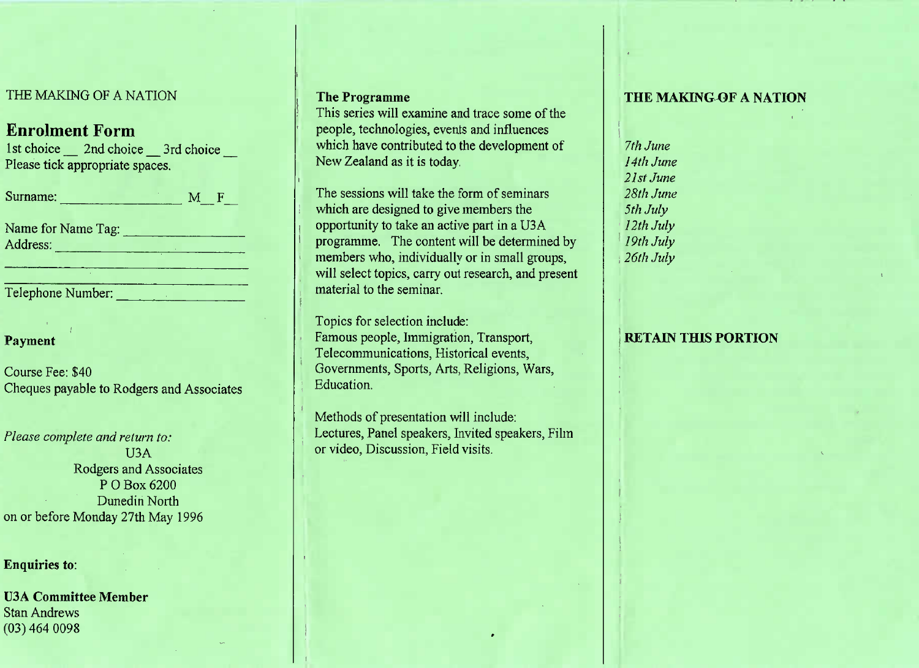THE MAKING OF A NATION

## Enrolment Form

1st choice __ 2nd choice __ 3rd choice __
Please tick appropriate spaces.

Surname: ________________ M__ F__

Name for Name Tag: ________________

Address: ________________________

________________________________

________________________________

Telephone Number: ________________

**Payment**

Course Fee: $40
Cheques payable to Rodgers and Associates

*Please complete and return to:*

U3A
Rodgers and Associates
P O Box 6200
Dunedin North

on or before Monday 27th May 1996

**Enquiries to**:

**U3A Committee Member**
Stan Andrews
(03) 464 0098

**The Programme**

This series will examine and trace some of the people, technologies, events and influences which have contributed to the development of New Zealand as it is today.

The sessions will take the form of seminars which are designed to give members the opportunity to take an active part in a U3A programme. The content will be determined by members who, individually or in small groups, will select topics, carry out research, and present material to the seminar.

Topics for selection include:
Famous people, Immigration, Transport, Telecommunications, Historical events, Governments, Sports, Arts, Religions, Wars, Education.

Methods of presentation will include:
Lectures, Panel speakers, Invited speakers, Film or video, Discussion, Field visits.

**THE MAKING OF A NATION**

*7th June*
*14th June*
*21st June*
*28th June*
*5th July*
*12th July*
*19th July*
*26th July*

**RETAIN THIS PORTION**